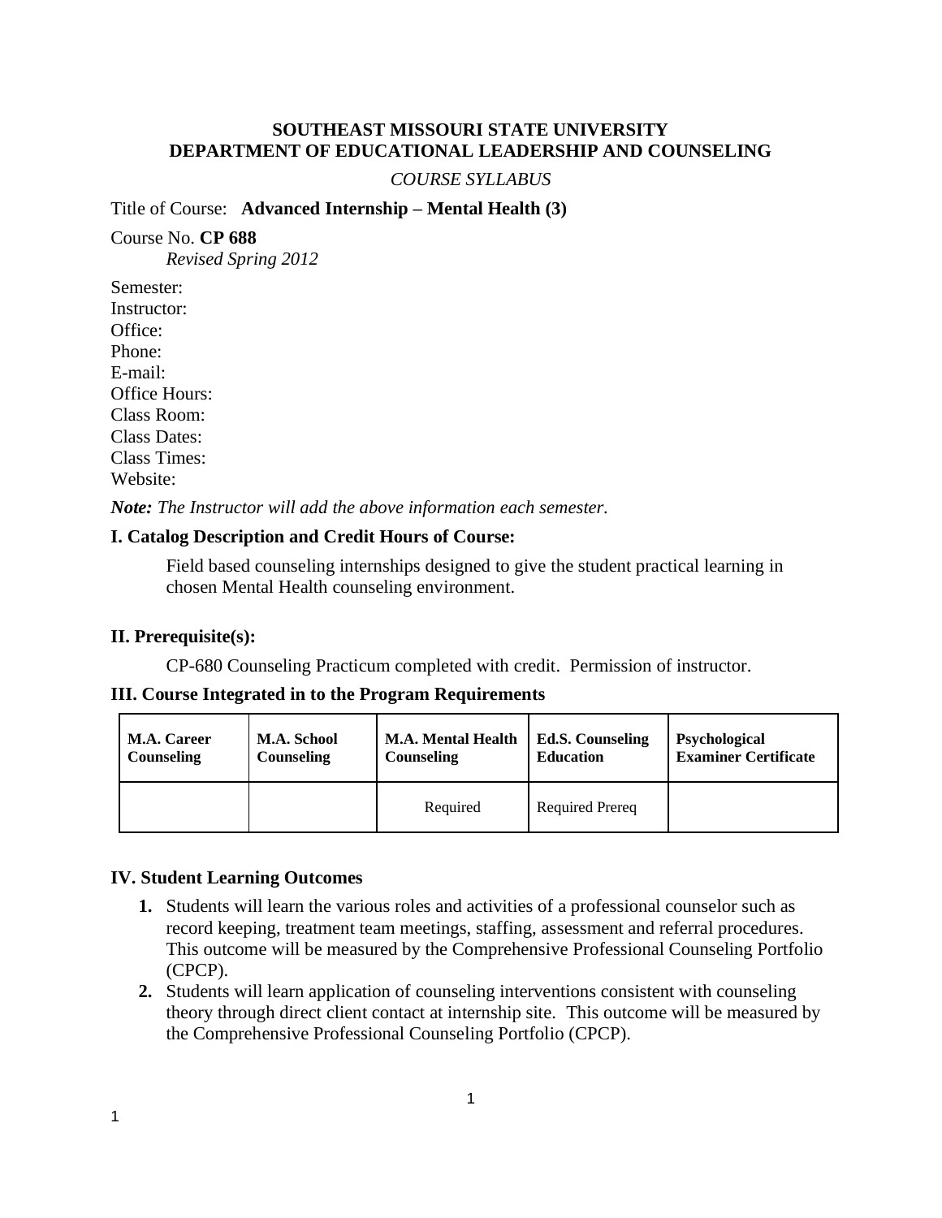# SOUTHEAST MISSOURI STATE UNIVERSITY
# DEPARTMENT OF EDUCATIONAL LEADERSHIP AND COUNSELING

*COURSE SYLLABUS*

Title of Course: **Advanced Internship – Mental Health (3)**

Course No. **CP 688**
*Revised Spring 2012*

Semester:
Instructor:
Office:
Phone:
E-mail:
Office Hours:
Class Room:
Class Dates:
Class Times:
Website:

***Note:*** *The Instructor will add the above information each semester.*

## I. Catalog Description and Credit Hours of Course:

Field based counseling internships designed to give the student practical learning in chosen Mental Health counseling environment.

## II. Prerequisite(s):

CP-680 Counseling Practicum completed with credit. Permission of instructor.

## III. Course Integrated in to the Program Requirements

| M.A. Career Counseling | M.A. School Counseling | M.A. Mental Health Counseling | Ed.S. Counseling Education | Psychological Examiner Certificate |
|---|---|---|---|---|
| | | Required | Required Prereq | |

## IV. Student Learning Outcomes

1. Students will learn the various roles and activities of a professional counselor such as record keeping, treatment team meetings, staffing, assessment and referral procedures. This outcome will be measured by the Comprehensive Professional Counseling Portfolio (CPCP).
2. Students will learn application of counseling interventions consistent with counseling theory through direct client contact at internship site. This outcome will be measured by the Comprehensive Professional Counseling Portfolio (CPCP).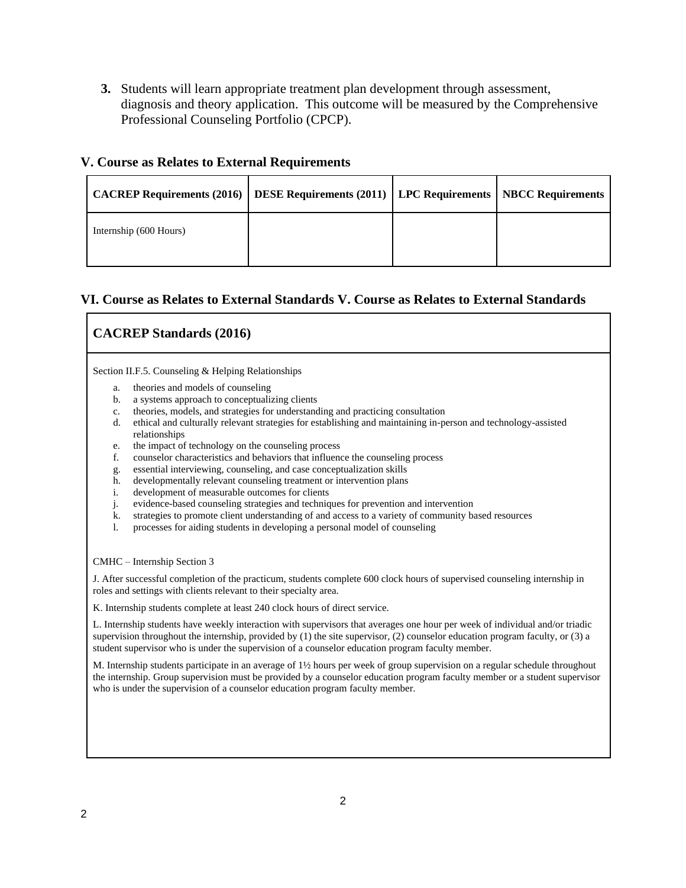3. Students will learn appropriate treatment plan development through assessment, diagnosis and theory application. This outcome will be measured by the Comprehensive Professional Counseling Portfolio (CPCP).

### V. Course as Relates to External Requirements

| CACREP Requirements (2016) | DESE Requirements (2011) | LPC Requirements | NBCC Requirements |
|---|---|---|---|
| Internship (600 Hours) | | | |

### VI. Course as Relates to External Standards V. Course as Relates to External Standards

#### CACREP Standards (2016)

Section II.F.5. Counseling & Helping Relationships

a. theories and models of counseling
b. a systems approach to conceptualizing clients
c. theories, models, and strategies for understanding and practicing consultation
d. ethical and culturally relevant strategies for establishing and maintaining in-person and technology-assisted relationships
e. the impact of technology on the counseling process
f. counselor characteristics and behaviors that influence the counseling process
g. essential interviewing, counseling, and case conceptualization skills
h. developmentally relevant counseling treatment or intervention plans
i. development of measurable outcomes for clients
j. evidence-based counseling strategies and techniques for prevention and intervention
k. strategies to promote client understanding of and access to a variety of community based resources
l. processes for aiding students in developing a personal model of counseling

CMHC – Internship Section 3

J. After successful completion of the practicum, students complete 600 clock hours of supervised counseling internship in roles and settings with clients relevant to their specialty area.

K. Internship students complete at least 240 clock hours of direct service.

L. Internship students have weekly interaction with supervisors that averages one hour per week of individual and/or triadic supervision throughout the internship, provided by (1) the site supervisor, (2) counselor education program faculty, or (3) a student supervisor who is under the supervision of a counselor education program faculty member.

M. Internship students participate in an average of 1½ hours per week of group supervision on a regular schedule throughout the internship. Group supervision must be provided by a counselor education program faculty member or a student supervisor who is under the supervision of a counselor education program faculty member.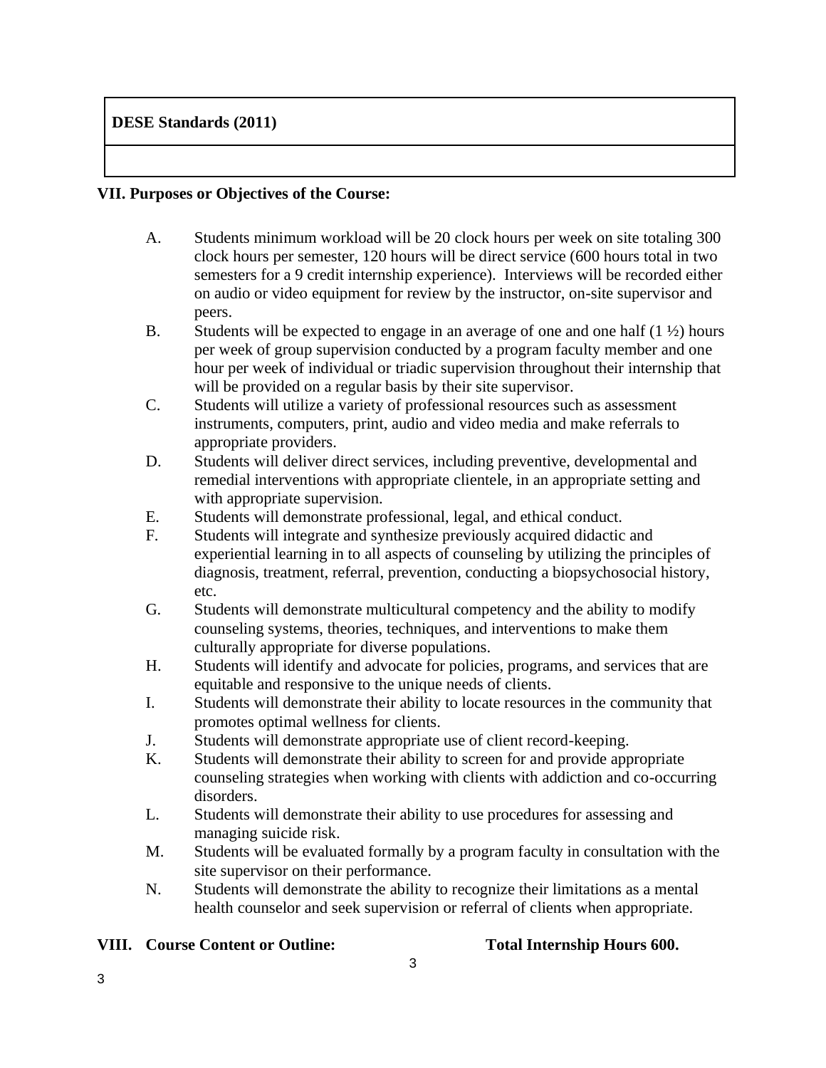| DESE Standards (2011) |
| --- |
| |

**VII. Purposes or Objectives of the Course:**

A. Students minimum workload will be 20 clock hours per week on site totaling 300 clock hours per semester, 120 hours will be direct service (600 hours total in two semesters for a 9 credit internship experience). Interviews will be recorded either on audio or video equipment for review by the instructor, on-site supervisor and peers.

B. Students will be expected to engage in an average of one and one half (1 ½) hours per week of group supervision conducted by a program faculty member and one hour per week of individual or triadic supervision throughout their internship that will be provided on a regular basis by their site supervisor.

C. Students will utilize a variety of professional resources such as assessment instruments, computers, print, audio and video media and make referrals to appropriate providers.

D. Students will deliver direct services, including preventive, developmental and remedial interventions with appropriate clientele, in an appropriate setting and with appropriate supervision.

E. Students will demonstrate professional, legal, and ethical conduct.

F. Students will integrate and synthesize previously acquired didactic and experiential learning in to all aspects of counseling by utilizing the principles of diagnosis, treatment, referral, prevention, conducting a biopsychosocial history, etc.

G. Students will demonstrate multicultural competency and the ability to modify counseling systems, theories, techniques, and interventions to make them culturally appropriate for diverse populations.

H. Students will identify and advocate for policies, programs, and services that are equitable and responsive to the unique needs of clients.

I. Students will demonstrate their ability to locate resources in the community that promotes optimal wellness for clients.

J. Students will demonstrate appropriate use of client record-keeping.

K. Students will demonstrate their ability to screen for and provide appropriate counseling strategies when working with clients with addiction and co-occurring disorders.

L. Students will demonstrate their ability to use procedures for assessing and managing suicide risk.

M. Students will be evaluated formally by a program faculty in consultation with the site supervisor on their performance.

N. Students will demonstrate the ability to recognize their limitations as a mental health counselor and seek supervision or referral of clients when appropriate.

**VIII. Course Content or Outline: Total Internship Hours 600.**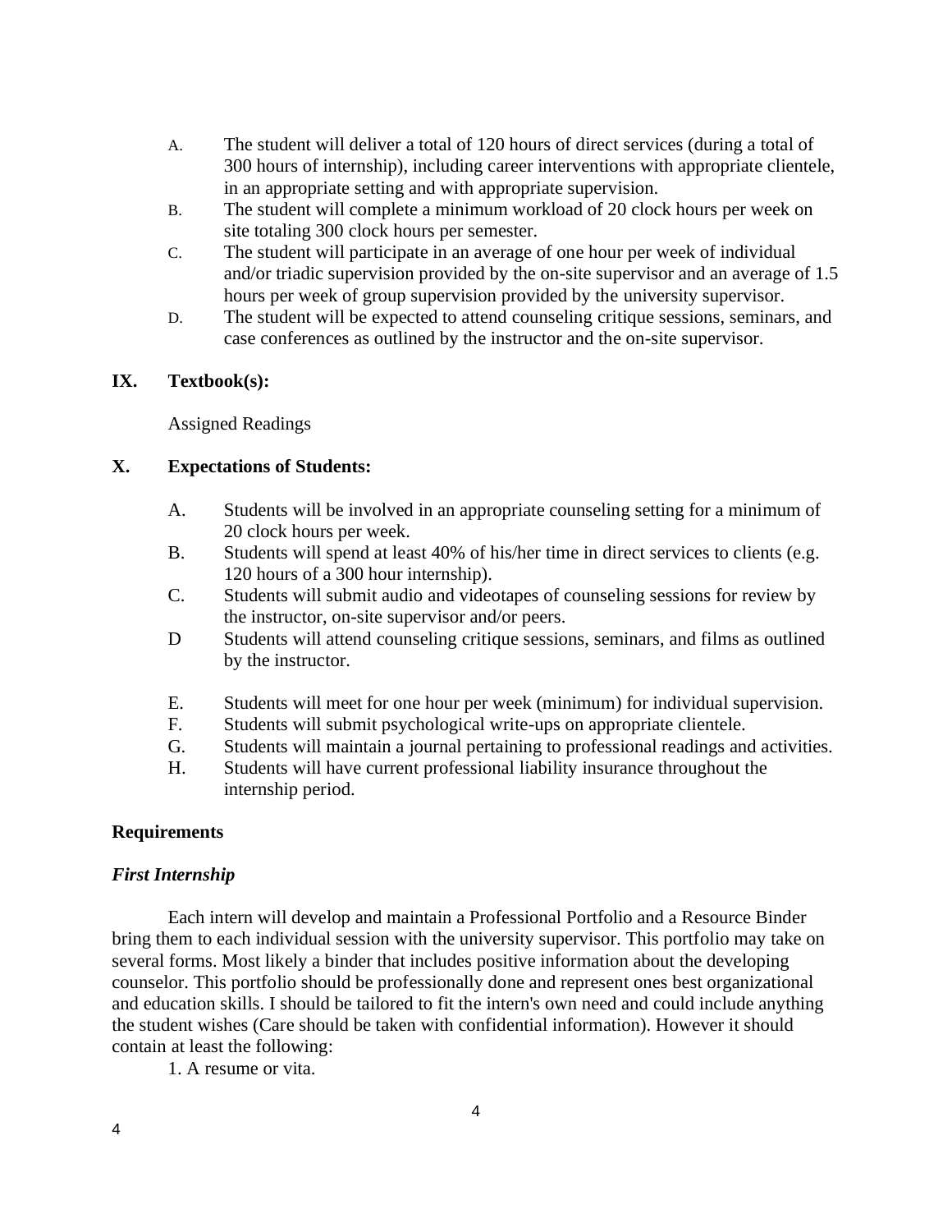A. The student will deliver a total of 120 hours of direct services (during a total of 300 hours of internship), including career interventions with appropriate clientele, in an appropriate setting and with appropriate supervision.

B. The student will complete a minimum workload of 20 clock hours per week on site totaling 300 clock hours per semester.

C. The student will participate in an average of one hour per week of individual and/or triadic supervision provided by the on-site supervisor and an average of 1.5 hours per week of group supervision provided by the university supervisor.

D. The student will be expected to attend counseling critique sessions, seminars, and case conferences as outlined by the instructor and the on-site supervisor.

## IX. Textbook(s):

Assigned Readings

## X. Expectations of Students:

A. Students will be involved in an appropriate counseling setting for a minimum of 20 clock hours per week.

B. Students will spend at least 40% of his/her time in direct services to clients (e.g. 120 hours of a 300 hour internship).

C. Students will submit audio and videotapes of counseling sessions for review by the instructor, on-site supervisor and/or peers.

D Students will attend counseling critique sessions, seminars, and films as outlined by the instructor.

E. Students will meet for one hour per week (minimum) for individual supervision.

F. Students will submit psychological write-ups on appropriate clientele.

G. Students will maintain a journal pertaining to professional readings and activities.

H. Students will have current professional liability insurance throughout the internship period.

**Requirements**

***First Internship***

Each intern will develop and maintain a Professional Portfolio and a Resource Binder bring them to each individual session with the university supervisor. This portfolio may take on several forms. Most likely a binder that includes positive information about the developing counselor. This portfolio should be professionally done and represent ones best organizational and education skills. I should be tailored to fit the intern's own need and could include anything the student wishes (Care should be taken with confidential information). However it should contain at least the following:

1. A resume or vita.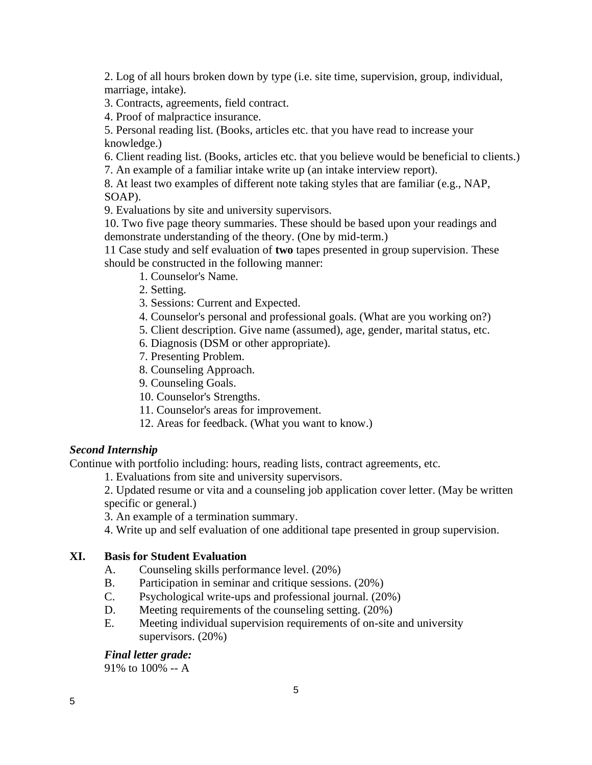2. Log of all hours broken down by type (i.e. site time, supervision, group, individual, marriage, intake).

3. Contracts, agreements, field contract.

4. Proof of malpractice insurance.

5. Personal reading list. (Books, articles etc. that you have read to increase your knowledge.)

6. Client reading list. (Books, articles etc. that you believe would be beneficial to clients.)

7. An example of a familiar intake write up (an intake interview report).

8. At least two examples of different note taking styles that are familiar (e.g., NAP, SOAP).

9. Evaluations by site and university supervisors.

10. Two five page theory summaries. These should be based upon your readings and demonstrate understanding of the theory. (One by mid-term.)

11 Case study and self evaluation of **two** tapes presented in group supervision. These should be constructed in the following manner:

1. Counselor's Name.
2. Setting.
3. Sessions: Current and Expected.
4. Counselor's personal and professional goals. (What are you working on?)
5. Client description. Give name (assumed), age, gender, marital status, etc.
6. Diagnosis (DSM or other appropriate).
7. Presenting Problem.
8. Counseling Approach.
9. Counseling Goals.
10. Counselor's Strengths.
11. Counselor's areas for improvement.
12. Areas for feedback. (What you want to know.)

***Second Internship***

Continue with portfolio including: hours, reading lists, contract agreements, etc.

1. Evaluations from site and university supervisors.
2. Updated resume or vita and a counseling job application cover letter. (May be written specific or general.)
3. An example of a termination summary.
4. Write up and self evaluation of one additional tape presented in group supervision.

## XI. Basis for Student Evaluation

A. Counseling skills performance level. (20%)

B. Participation in seminar and critique sessions. (20%)

C. Psychological write-ups and professional journal. (20%)

D. Meeting requirements of the counseling setting. (20%)

E. Meeting individual supervision requirements of on-site and university supervisors. (20%)

***Final letter grade:***

91% to 100% -- A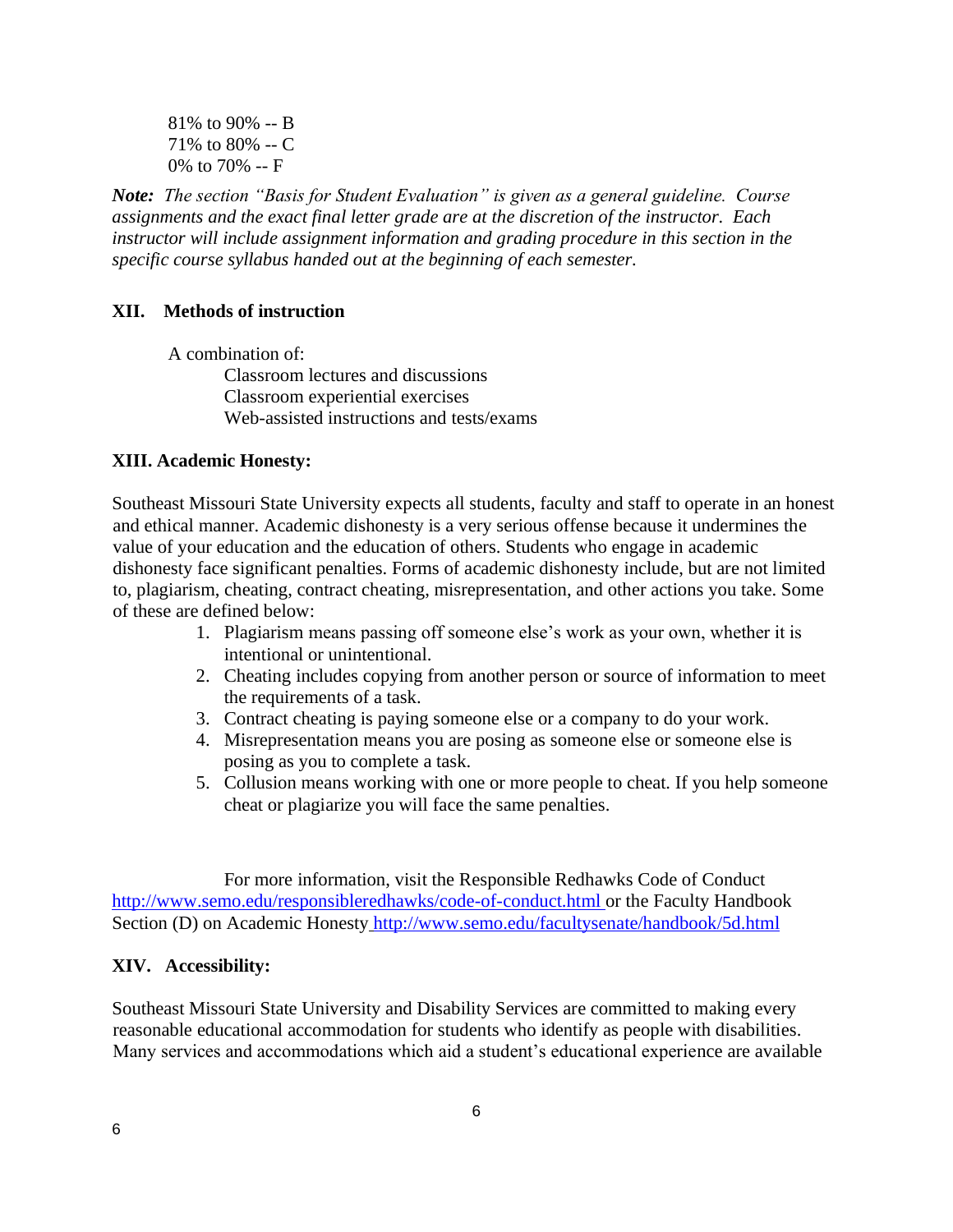81% to 90% -- B
71% to 80% -- C
0% to 70% -- F

***Note:*** *The section "Basis for Student Evaluation" is given as a general guideline. Course assignments and the exact final letter grade are at the discretion of the instructor. Each instructor will include assignment information and grading procedure in this section in the specific course syllabus handed out at the beginning of each semester.*

## XII. Methods of instruction

A combination of:

- Classroom lectures and discussions
- Classroom experiential exercises
- Web-assisted instructions and tests/exams

## XIII. Academic Honesty:

Southeast Missouri State University expects all students, faculty and staff to operate in an honest and ethical manner. Academic dishonesty is a very serious offense because it undermines the value of your education and the education of others. Students who engage in academic dishonesty face significant penalties. Forms of academic dishonesty include, but are not limited to, plagiarism, cheating, contract cheating, misrepresentation, and other actions you take. Some of these are defined below:

1. Plagiarism means passing off someone else's work as your own, whether it is intentional or unintentional.
2. Cheating includes copying from another person or source of information to meet the requirements of a task.
3. Contract cheating is paying someone else or a company to do your work.
4. Misrepresentation means you are posing as someone else or someone else is posing as you to complete a task.
5. Collusion means working with one or more people to cheat. If you help someone cheat or plagiarize you will face the same penalties.

For more information, visit the Responsible Redhawks Code of Conduct http://www.semo.edu/responsibleredhawks/code-of-conduct.html or the Faculty Handbook Section (D) on Academic Honesty http://www.semo.edu/facultysenate/handbook/5d.html

## XIV. Accessibility:

Southeast Missouri State University and Disability Services are committed to making every reasonable educational accommodation for students who identify as people with disabilities. Many services and accommodations which aid a student's educational experience are available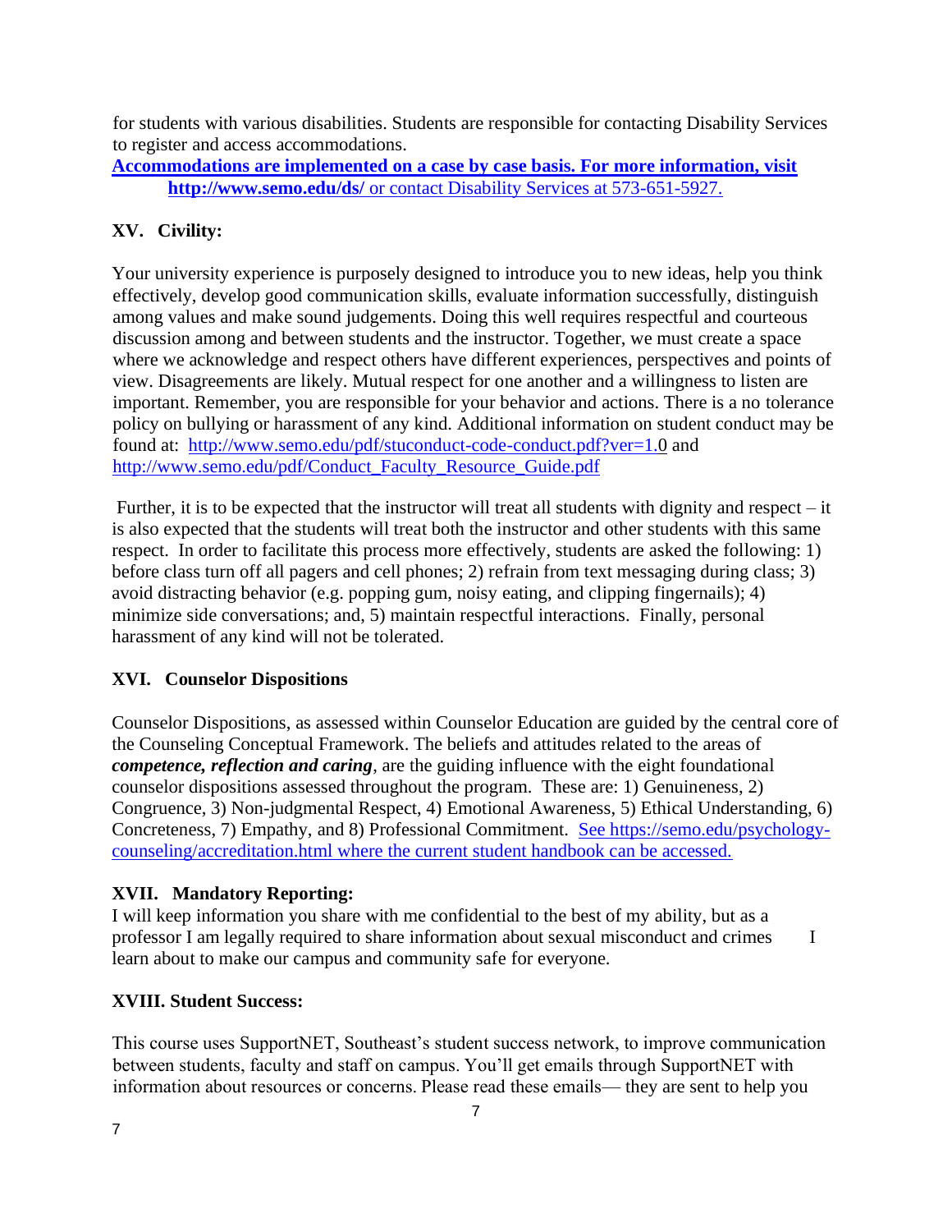for students with various disabilities. Students are responsible for contacting Disability Services to register and access accommodations.

**Accommodations are implemented on a case by case basis. For more information, visit http://www.semo.edu/ds/** or contact Disability Services at 573-651-5927.

## XV. Civility:

Your university experience is purposely designed to introduce you to new ideas, help you think effectively, develop good communication skills, evaluate information successfully, distinguish among values and make sound judgements. Doing this well requires respectful and courteous discussion among and between students and the instructor. Together, we must create a space where we acknowledge and respect others have different experiences, perspectives and points of view. Disagreements are likely. Mutual respect for one another and a willingness to listen are important. Remember, you are responsible for your behavior and actions. There is a no tolerance policy on bullying or harassment of any kind. Additional information on student conduct may be found at: http://www.semo.edu/pdf/stuconduct-code-conduct.pdf?ver=1.0 and http://www.semo.edu/pdf/Conduct_Faculty_Resource_Guide.pdf

Further, it is to be expected that the instructor will treat all students with dignity and respect – it is also expected that the students will treat both the instructor and other students with this same respect. In order to facilitate this process more effectively, students are asked the following: 1) before class turn off all pagers and cell phones; 2) refrain from text messaging during class; 3) avoid distracting behavior (e.g. popping gum, noisy eating, and clipping fingernails); 4) minimize side conversations; and, 5) maintain respectful interactions. Finally, personal harassment of any kind will not be tolerated.

## XVI. Counselor Dispositions

Counselor Dispositions, as assessed within Counselor Education are guided by the central core of the Counseling Conceptual Framework. The beliefs and attitudes related to the areas of ***competence, reflection and caring***, are the guiding influence with the eight foundational counselor dispositions assessed throughout the program. These are: 1) Genuineness, 2) Congruence, 3) Non-judgmental Respect, 4) Emotional Awareness, 5) Ethical Understanding, 6) Concreteness, 7) Empathy, and 8) Professional Commitment. See https://semo.edu/psychology-counseling/accreditation.html where the current student handbook can be accessed.

## XVII. Mandatory Reporting:

I will keep information you share with me confidential to the best of my ability, but as a professor I am legally required to share information about sexual misconduct and crimes I learn about to make our campus and community safe for everyone.

## XVIII. Student Success:

This course uses SupportNET, Southeast's student success network, to improve communication between students, faculty and staff on campus. You'll get emails through SupportNET with information about resources or concerns. Please read these emails— they are sent to help you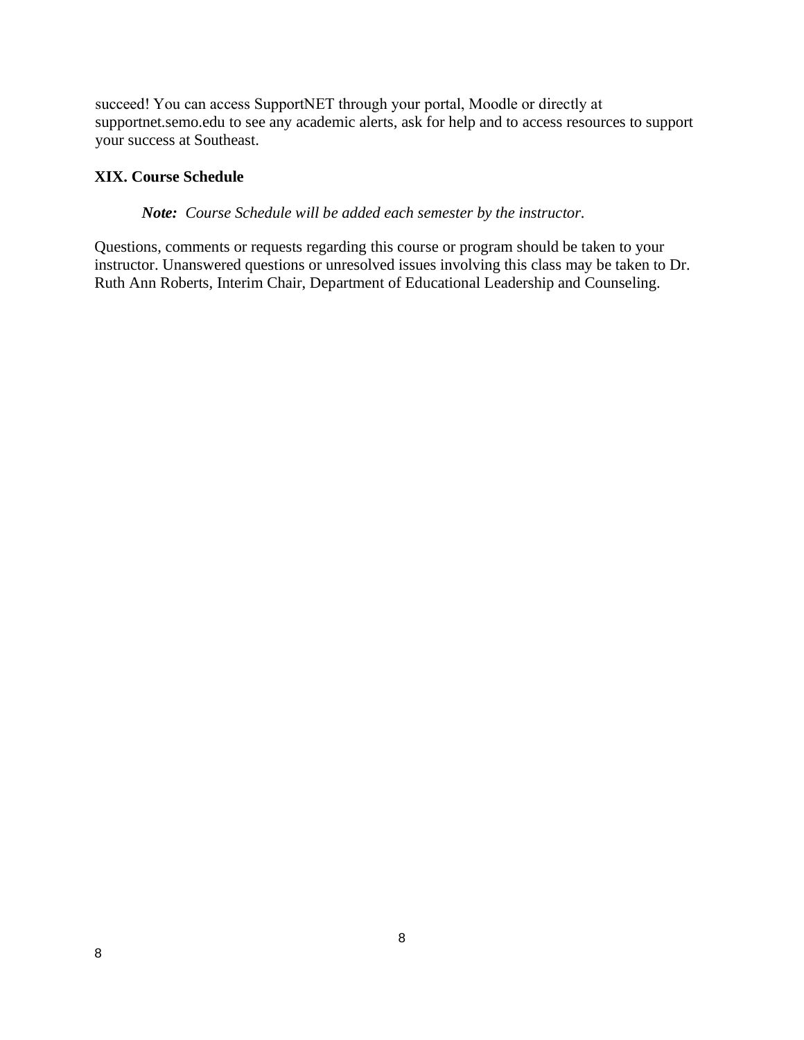succeed! You can access SupportNET through your portal, Moodle or directly at supportnet.semo.edu to see any academic alerts, ask for help and to access resources to support your success at Southeast.

**XIX. Course Schedule**

***Note:*** *Course Schedule will be added each semester by the instructor.*

Questions, comments or requests regarding this course or program should be taken to your instructor. Unanswered questions or unresolved issues involving this class may be taken to Dr. Ruth Ann Roberts, Interim Chair, Department of Educational Leadership and Counseling.